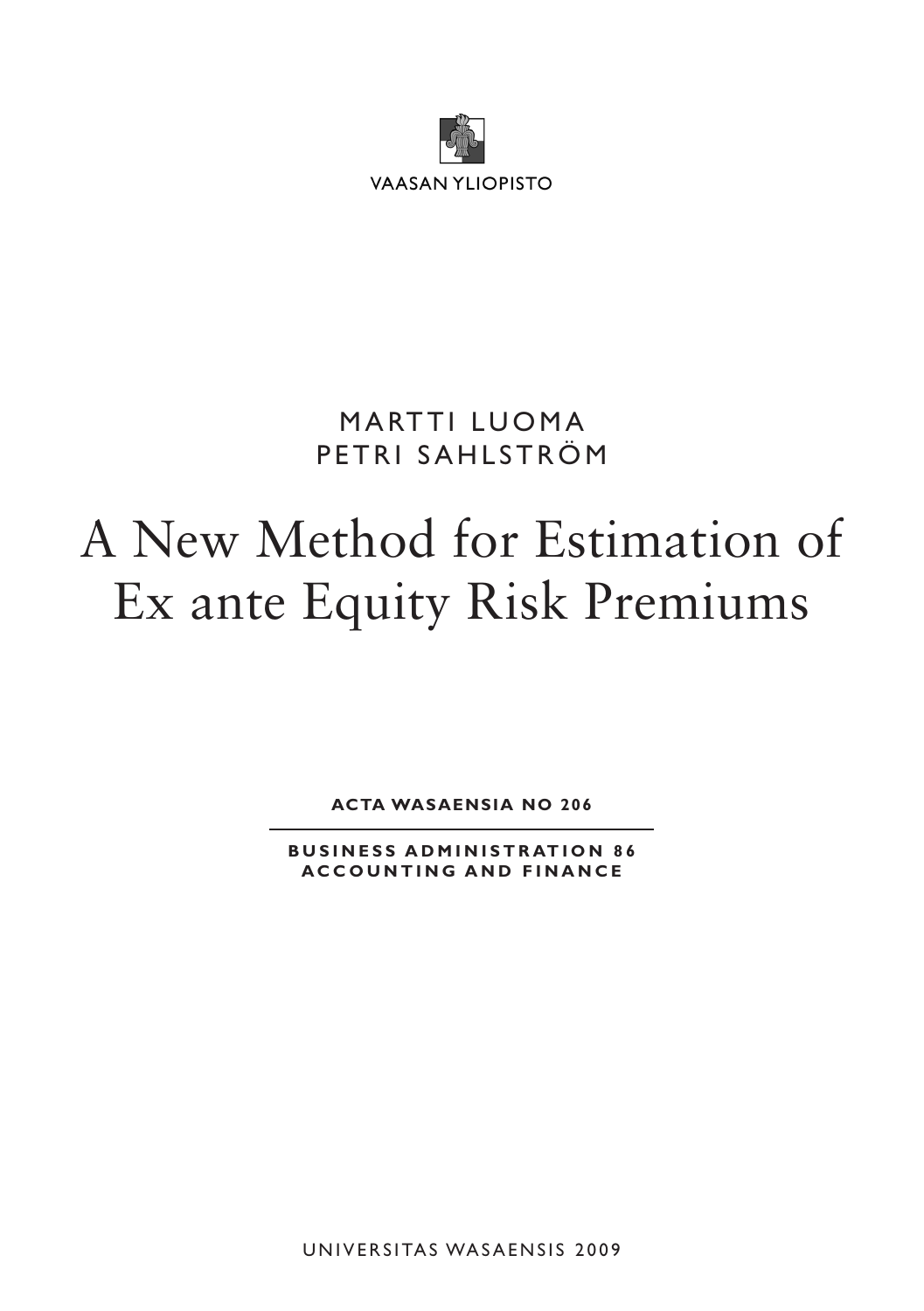VAASAN YLIOPISTO

MARTTI LUOMA
PETRI SAHLSTRÖM

# A New Method for Estimation of Ex ante Equity Risk Premiums

**ACTA WASAENSIA NO 206**

**BUSINESS ADMINISTRATION 86**
**ACCOUNTING AND FINANCE**

UNIVERSITAS WASAENSIS 2009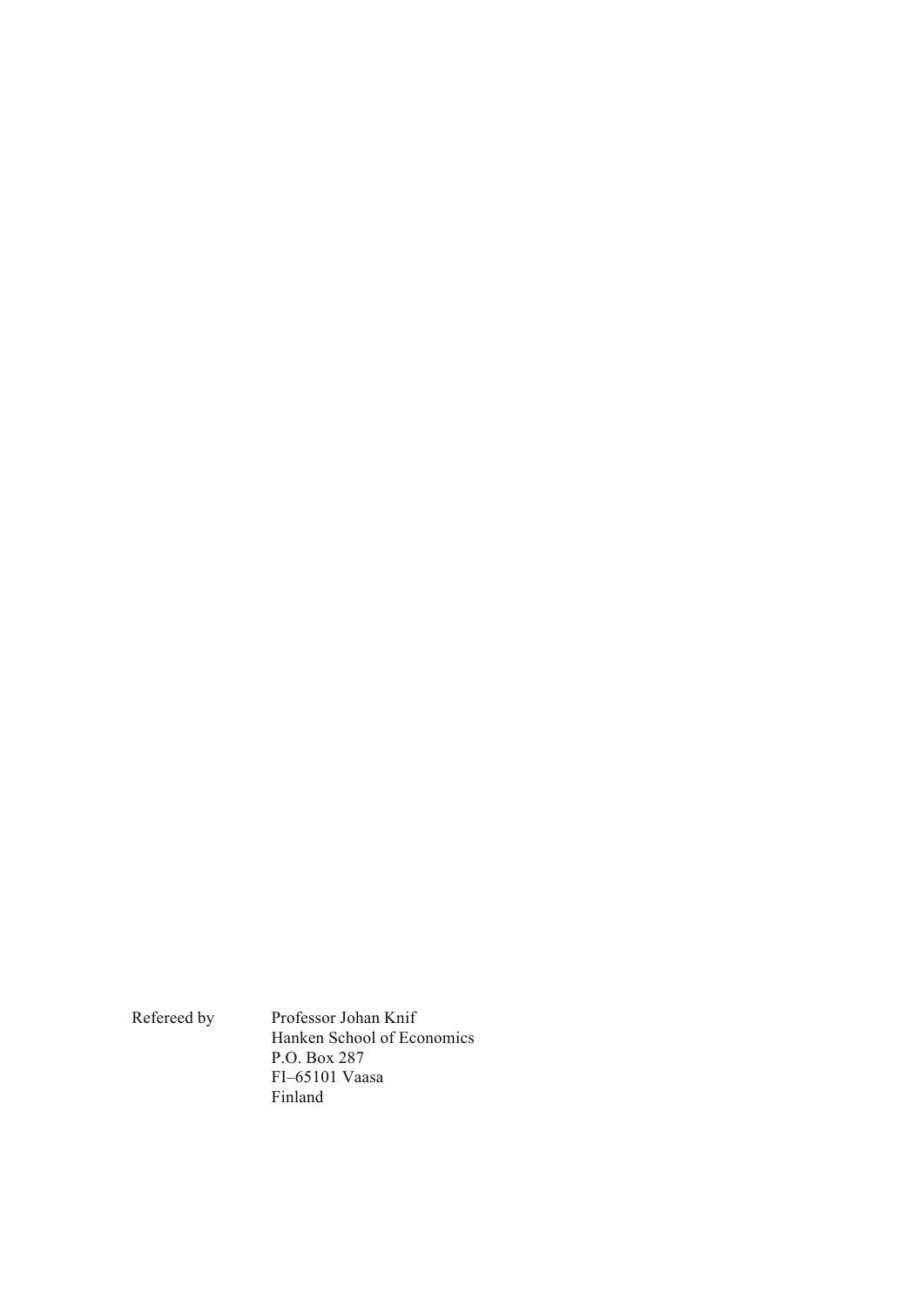Refereed by Professor Johan Knif
Hanken School of Economics
P.O. Box 287
FI–65101 Vaasa
Finland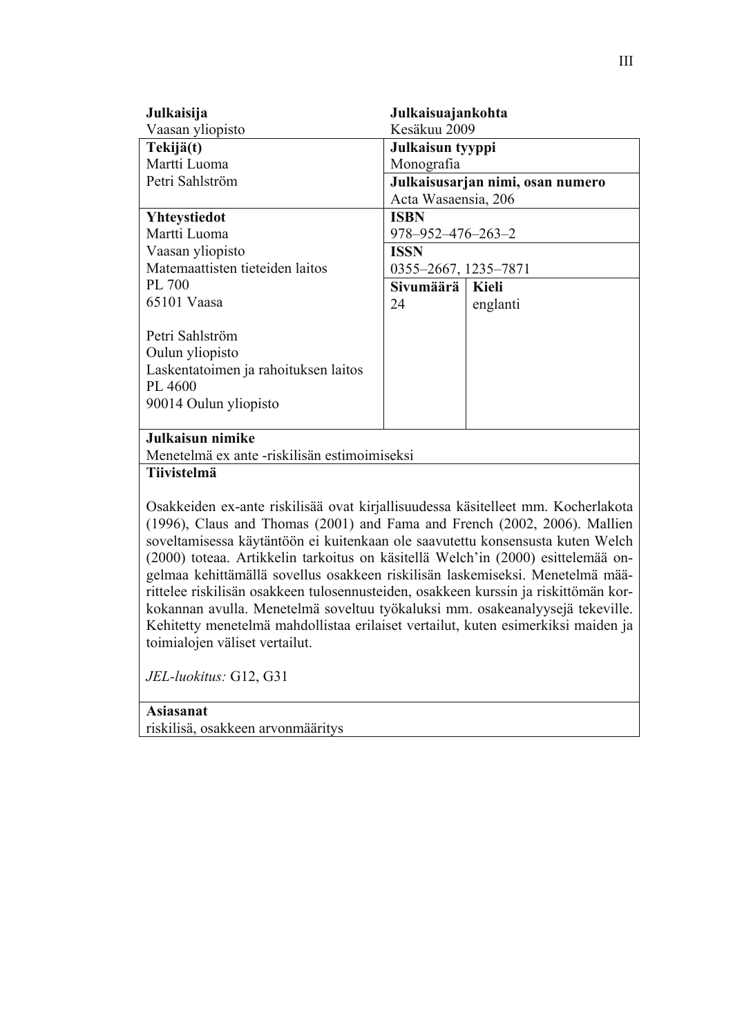| **Julkaisija** | **Julkaisuajankohta** | |
|---|---|---|
| Vaasan yliopisto | Kesäkuu 2009 | |
| **Tekijä(t)**<br>Martti Luoma<br>Petri Sahlström | **Julkaisun tyyppi**<br>Monografia | |
| | **Julkaisusarjan nimi, osan numero**<br>Acta Wasaensia, 206 | |
| **Yhteystiedot**<br>Martti Luoma<br>Vaasan yliopisto<br>Matemaattisten tieteiden laitos<br>PL 700<br>65101 Vaasa<br><br>Petri Sahlström<br>Oulun yliopisto<br>Laskentatoimen ja rahoituksen laitos<br>PL 4600<br>90014 Oulun yliopisto | **ISBN**<br>978–952–476–263–2 | |
| | **ISSN**<br>0355–2667, 1235–7871 | |
| | **Sivumäärä**<br>24 | **Kieli**<br>englanti |

**Julkaisun nimike**

Menetelmä ex ante -riskilisän estimoimiseksi

**Tiivistelmä**

Osakkeiden ex-ante riskilisää ovat kirjallisuudessa käsitelleet mm. Kocherlakota (1996), Claus and Thomas (2001) and Fama and French (2002, 2006). Mallien soveltamisessa käytäntöön ei kuitenkaan ole saavutettu konsensusta kuten Welch (2000) toteaa. Artikkelin tarkoitus on käsitellä Welch'in (2000) esittelemää ongelmaa kehittämällä sovellus osakkeen riskilisän laskemiseksi. Menetelmä määrittelee riskilisän osakkeen tulosennusteiden, osakkeen kurssin ja riskittömän korkokannan avulla. Menetelmä soveltuu työkaluksi mm. osakeanalyysejä tekeville. Kehitetty menetelmä mahdollistaa erilaiset vertailut, kuten esimerkiksi maiden ja toimialojen väliset vertailut.

*JEL-luokitus:* G12, G31

**Asiasanat**

riskilisä, osakkeen arvonmääritys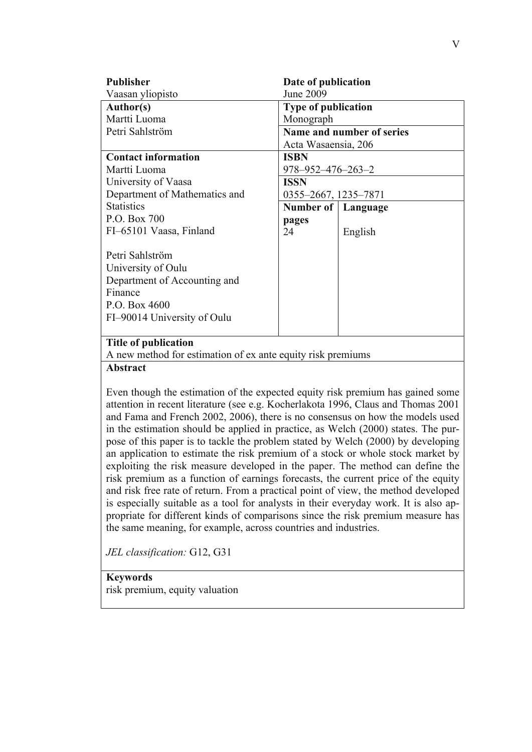| **Publisher** | **Date of publication** | |
|---|---|---|
| Vaasan yliopisto | June 2009 | |
| **Author(s)**<br>Martti Luoma<br>Petri Sahlström | **Type of publication**<br>Monograph | |
| | **Name and number of series**<br>Acta Wasaensia, 206 | |
| **Contact information**<br>Martti Luoma<br>University of Vaasa<br>Department of Mathematics and Statistics<br>P.O. Box 700<br>FI–65101 Vaasa, Finland<br><br>Petri Sahlström<br>University of Oulu<br>Department of Accounting and Finance<br>P.O. Box 4600<br>FI–90014 University of Oulu | **ISBN**<br>978–952–476–263–2 | |
| | **ISSN**<br>0355–2667, 1235–7871 | |
| | **Number of pages**<br>24 | **Language**<br>English |

**Title of publication**

A new method for estimation of ex ante equity risk premiums

**Abstract**

Even though the estimation of the expected equity risk premium has gained some attention in recent literature (see e.g. Kocherlakota 1996, Claus and Thomas 2001 and Fama and French 2002, 2006), there is no consensus on how the models used in the estimation should be applied in practice, as Welch (2000) states. The purpose of this paper is to tackle the problem stated by Welch (2000) by developing an application to estimate the risk premium of a stock or whole stock market by exploiting the risk measure developed in the paper. The method can define the risk premium as a function of earnings forecasts, the current price of the equity and risk free rate of return. From a practical point of view, the method developed is especially suitable as a tool for analysts in their everyday work. It is also appropriate for different kinds of comparisons since the risk premium measure has the same meaning, for example, across countries and industries.

*JEL classification:* G12, G31

**Keywords**

risk premium, equity valuation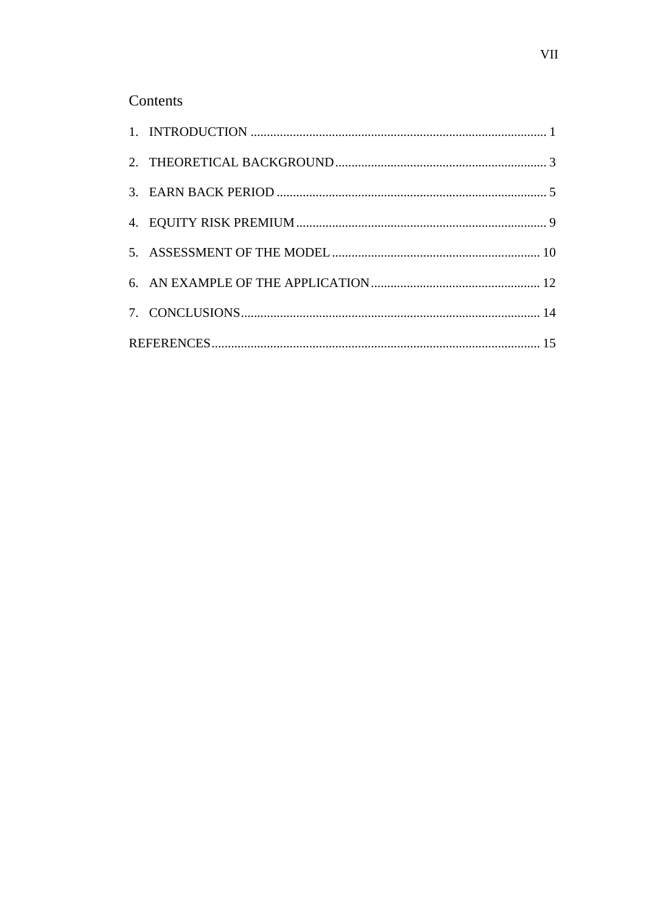# Contents

1. INTRODUCTION ........................................................................................... 1
2. THEORETICAL BACKGROUND ................................................................. 3
3. EARN BACK PERIOD ................................................................................... 5
4. EQUITY RISK PREMIUM ............................................................................. 9
5. ASSESSMENT OF THE MODEL ................................................................ 10
6. AN EXAMPLE OF THE APPLICATION .................................................... 12
7. CONCLUSIONS ............................................................................................ 14

REFERENCES ..................................................................................................... 15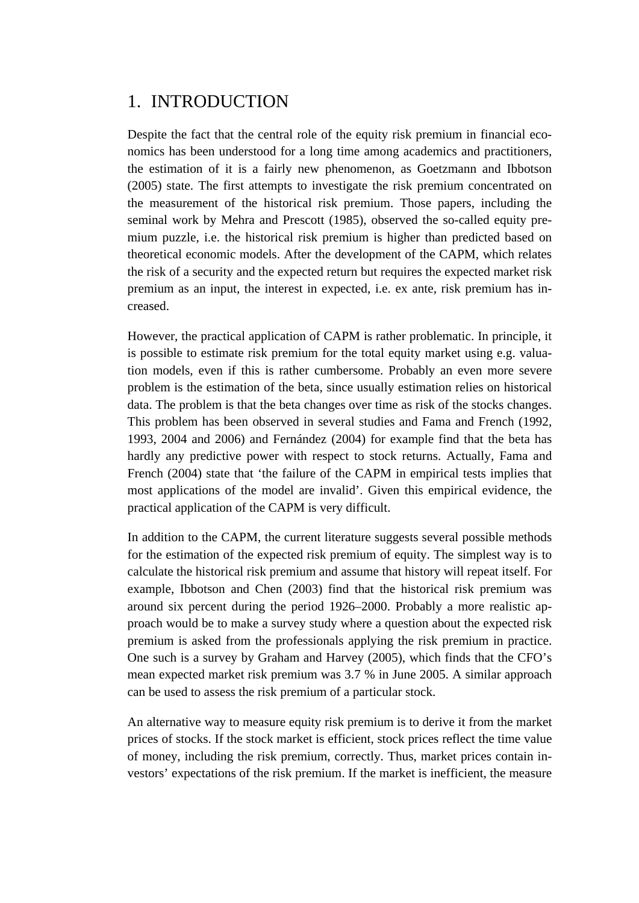# 1. INTRODUCTION

Despite the fact that the central role of the equity risk premium in financial economics has been understood for a long time among academics and practitioners, the estimation of it is a fairly new phenomenon, as Goetzmann and Ibbotson (2005) state. The first attempts to investigate the risk premium concentrated on the measurement of the historical risk premium. Those papers, including the seminal work by Mehra and Prescott (1985), observed the so-called equity premium puzzle, i.e. the historical risk premium is higher than predicted based on theoretical economic models. After the development of the CAPM, which relates the risk of a security and the expected return but requires the expected market risk premium as an input, the interest in expected, i.e. ex ante, risk premium has increased.

However, the practical application of CAPM is rather problematic. In principle, it is possible to estimate risk premium for the total equity market using e.g. valuation models, even if this is rather cumbersome. Probably an even more severe problem is the estimation of the beta, since usually estimation relies on historical data. The problem is that the beta changes over time as risk of the stocks changes. This problem has been observed in several studies and Fama and French (1992, 1993, 2004 and 2006) and Fernández (2004) for example find that the beta has hardly any predictive power with respect to stock returns. Actually, Fama and French (2004) state that 'the failure of the CAPM in empirical tests implies that most applications of the model are invalid'. Given this empirical evidence, the practical application of the CAPM is very difficult.

In addition to the CAPM, the current literature suggests several possible methods for the estimation of the expected risk premium of equity. The simplest way is to calculate the historical risk premium and assume that history will repeat itself. For example, Ibbotson and Chen (2003) find that the historical risk premium was around six percent during the period 1926–2000. Probably a more realistic approach would be to make a survey study where a question about the expected risk premium is asked from the professionals applying the risk premium in practice. One such is a survey by Graham and Harvey (2005), which finds that the CFO's mean expected market risk premium was 3.7 % in June 2005. A similar approach can be used to assess the risk premium of a particular stock.

An alternative way to measure equity risk premium is to derive it from the market prices of stocks. If the stock market is efficient, stock prices reflect the time value of money, including the risk premium, correctly. Thus, market prices contain investors' expectations of the risk premium. If the market is inefficient, the measure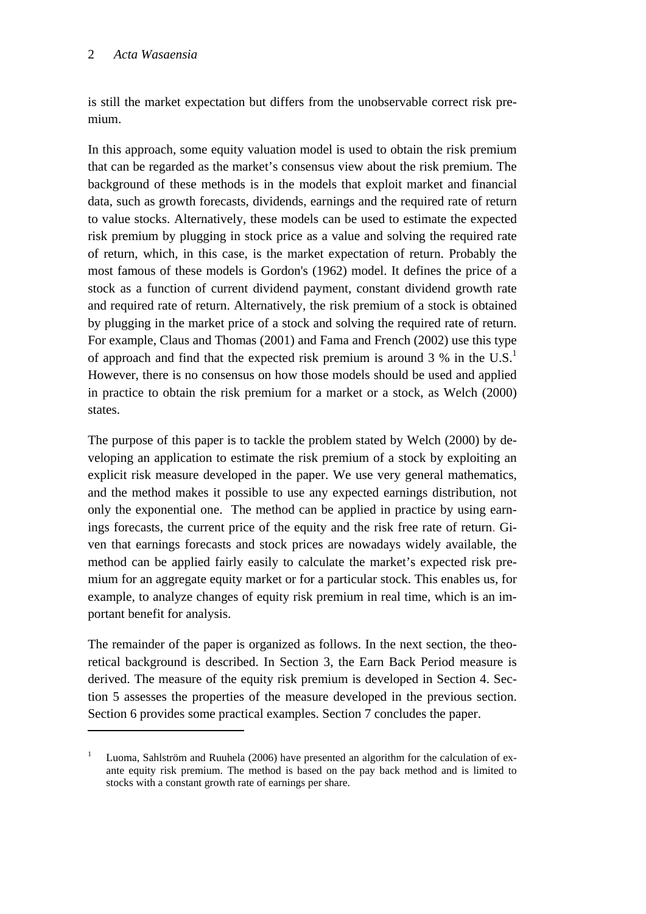is still the market expectation but differs from the unobservable correct risk premium.

In this approach, some equity valuation model is used to obtain the risk premium that can be regarded as the market's consensus view about the risk premium. The background of these methods is in the models that exploit market and financial data, such as growth forecasts, dividends, earnings and the required rate of return to value stocks. Alternatively, these models can be used to estimate the expected risk premium by plugging in stock price as a value and solving the required rate of return, which, in this case, is the market expectation of return. Probably the most famous of these models is Gordon's (1962) model. It defines the price of a stock as a function of current dividend payment, constant dividend growth rate and required rate of return. Alternatively, the risk premium of a stock is obtained by plugging in the market price of a stock and solving the required rate of return. For example, Claus and Thomas (2001) and Fama and French (2002) use this type of approach and find that the expected risk premium is around 3 % in the U.S.[1] However, there is no consensus on how those models should be used and applied in practice to obtain the risk premium for a market or a stock, as Welch (2000) states.

The purpose of this paper is to tackle the problem stated by Welch (2000) by developing an application to estimate the risk premium of a stock by exploiting an explicit risk measure developed in the paper. We use very general mathematics, and the method makes it possible to use any expected earnings distribution, not only the exponential one. The method can be applied in practice by using earnings forecasts, the current price of the equity and the risk free rate of return. Given that earnings forecasts and stock prices are nowadays widely available, the method can be applied fairly easily to calculate the market's expected risk premium for an aggregate equity market or for a particular stock. This enables us, for example, to analyze changes of equity risk premium in real time, which is an important benefit for analysis.

The remainder of the paper is organized as follows. In the next section, the theoretical background is described. In Section 3, the Earn Back Period measure is derived. The measure of the equity risk premium is developed in Section 4. Section 5 assesses the properties of the measure developed in the previous section. Section 6 provides some practical examples. Section 7 concludes the paper.

---

[1] Luoma, Sahlström and Ruuhela (2006) have presented an algorithm for the calculation of ex-ante equity risk premium. The method is based on the pay back method and is limited to stocks with a constant growth rate of earnings per share.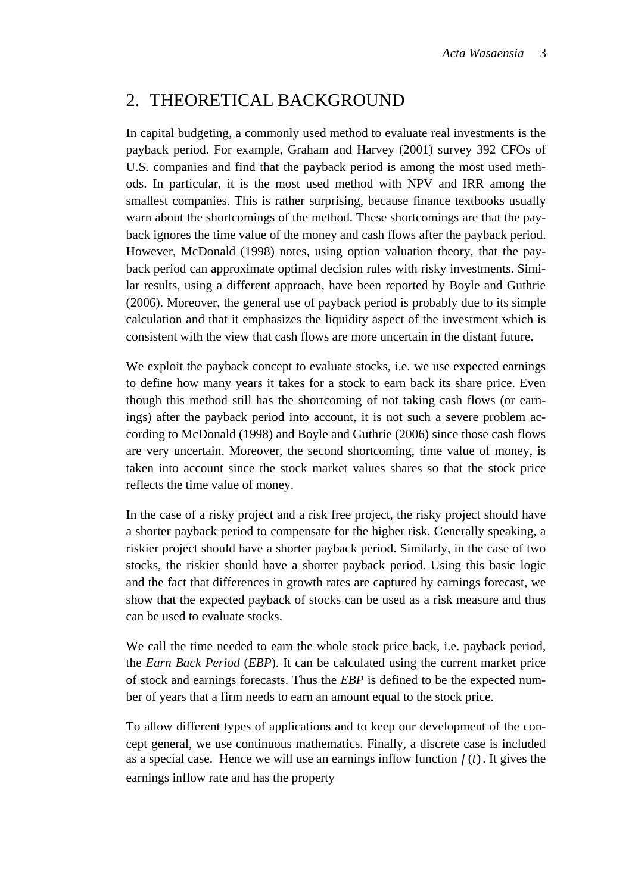## 2. THEORETICAL BACKGROUND

In capital budgeting, a commonly used method to evaluate real investments is the payback period. For example, Graham and Harvey (2001) survey 392 CFOs of U.S. companies and find that the payback period is among the most used methods. In particular, it is the most used method with NPV and IRR among the smallest companies. This is rather surprising, because finance textbooks usually warn about the shortcomings of the method. These shortcomings are that the payback ignores the time value of the money and cash flows after the payback period. However, McDonald (1998) notes, using option valuation theory, that the payback period can approximate optimal decision rules with risky investments. Similar results, using a different approach, have been reported by Boyle and Guthrie (2006). Moreover, the general use of payback period is probably due to its simple calculation and that it emphasizes the liquidity aspect of the investment which is consistent with the view that cash flows are more uncertain in the distant future.

We exploit the payback concept to evaluate stocks, i.e. we use expected earnings to define how many years it takes for a stock to earn back its share price. Even though this method still has the shortcoming of not taking cash flows (or earnings) after the payback period into account, it is not such a severe problem according to McDonald (1998) and Boyle and Guthrie (2006) since those cash flows are very uncertain. Moreover, the second shortcoming, time value of money, is taken into account since the stock market values shares so that the stock price reflects the time value of money.

In the case of a risky project and a risk free project, the risky project should have a shorter payback period to compensate for the higher risk. Generally speaking, a riskier project should have a shorter payback period. Similarly, in the case of two stocks, the riskier should have a shorter payback period. Using this basic logic and the fact that differences in growth rates are captured by earnings forecast, we show that the expected payback of stocks can be used as a risk measure and thus can be used to evaluate stocks.

We call the time needed to earn the whole stock price back, i.e. payback period, the *Earn Back Period* (*EBP*). It can be calculated using the current market price of stock and earnings forecasts. Thus the *EBP* is defined to be the expected number of years that a firm needs to earn an amount equal to the stock price.

To allow different types of applications and to keep our development of the concept general, we use continuous mathematics. Finally, a discrete case is included as a special case. Hence we will use an earnings inflow function $f(t)$. It gives the earnings inflow rate and has the property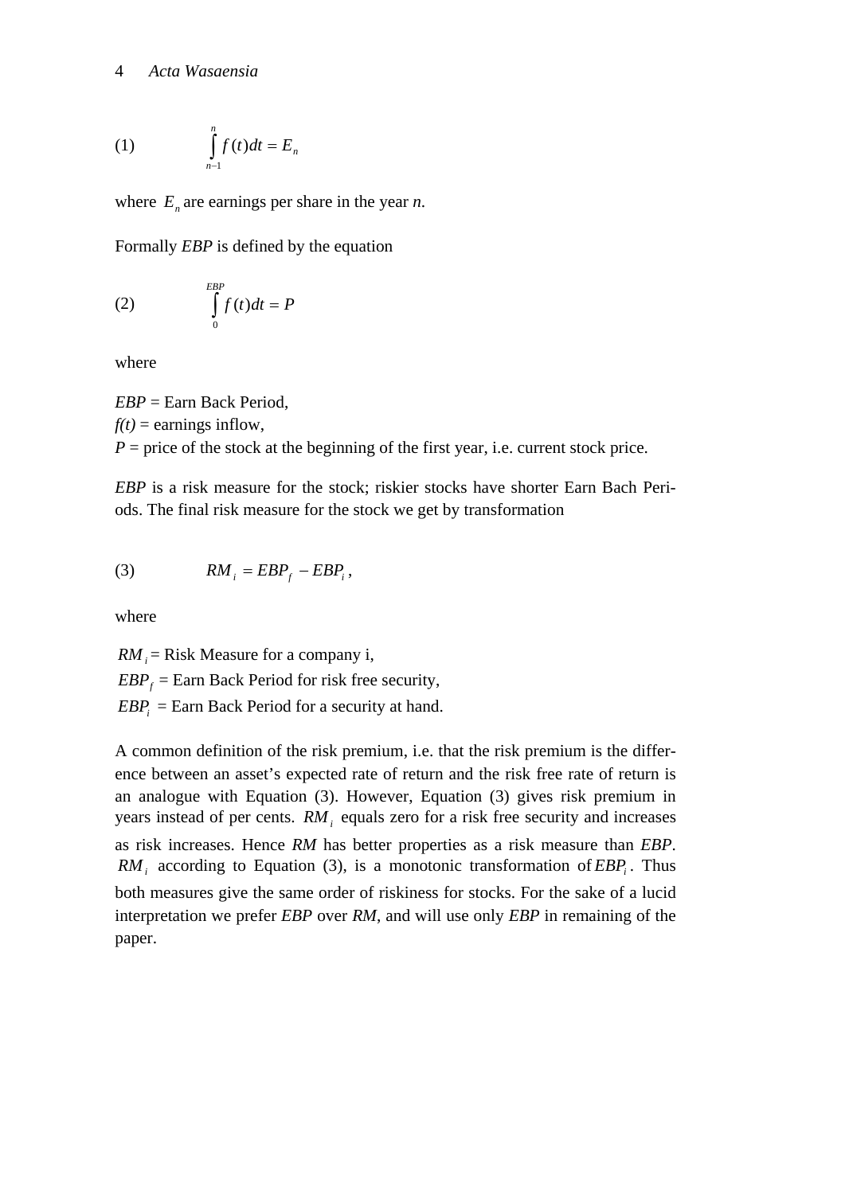$$\int_{n-1}^{n} f(t)dt = E_n \tag{1}$$

where $E_n$ are earnings per share in the year *n*.

Formally *EBP* is defined by the equation

$$\int_{0}^{EBP} f(t)dt = P \tag{2}$$

where

*EBP* = Earn Back Period,
*f(t)* = earnings inflow,
*P* = price of the stock at the beginning of the first year, i.e. current stock price.

*EBP* is a risk measure for the stock; riskier stocks have shorter Earn Bach Periods. The final risk measure for the stock we get by transformation

$$RM_i = EBP_f - EBP_i\,, \tag{3}$$

where

$RM_i$ = Risk Measure for a company i,
$EBP_f$ = Earn Back Period for risk free security,
$EBP_i$ = Earn Back Period for a security at hand.

A common definition of the risk premium, i.e. that the risk premium is the difference between an asset's expected rate of return and the risk free rate of return is an analogue with Equation (3). However, Equation (3) gives risk premium in years instead of per cents. $RM_i$ equals zero for a risk free security and increases as risk increases. Hence *RM* has better properties as a risk measure than *EBP*. $RM_i$ according to Equation (3), is a monotonic transformation of $EBP_i$. Thus both measures give the same order of riskiness for stocks. For the sake of a lucid interpretation we prefer *EBP* over *RM*, and will use only *EBP* in remaining of the paper.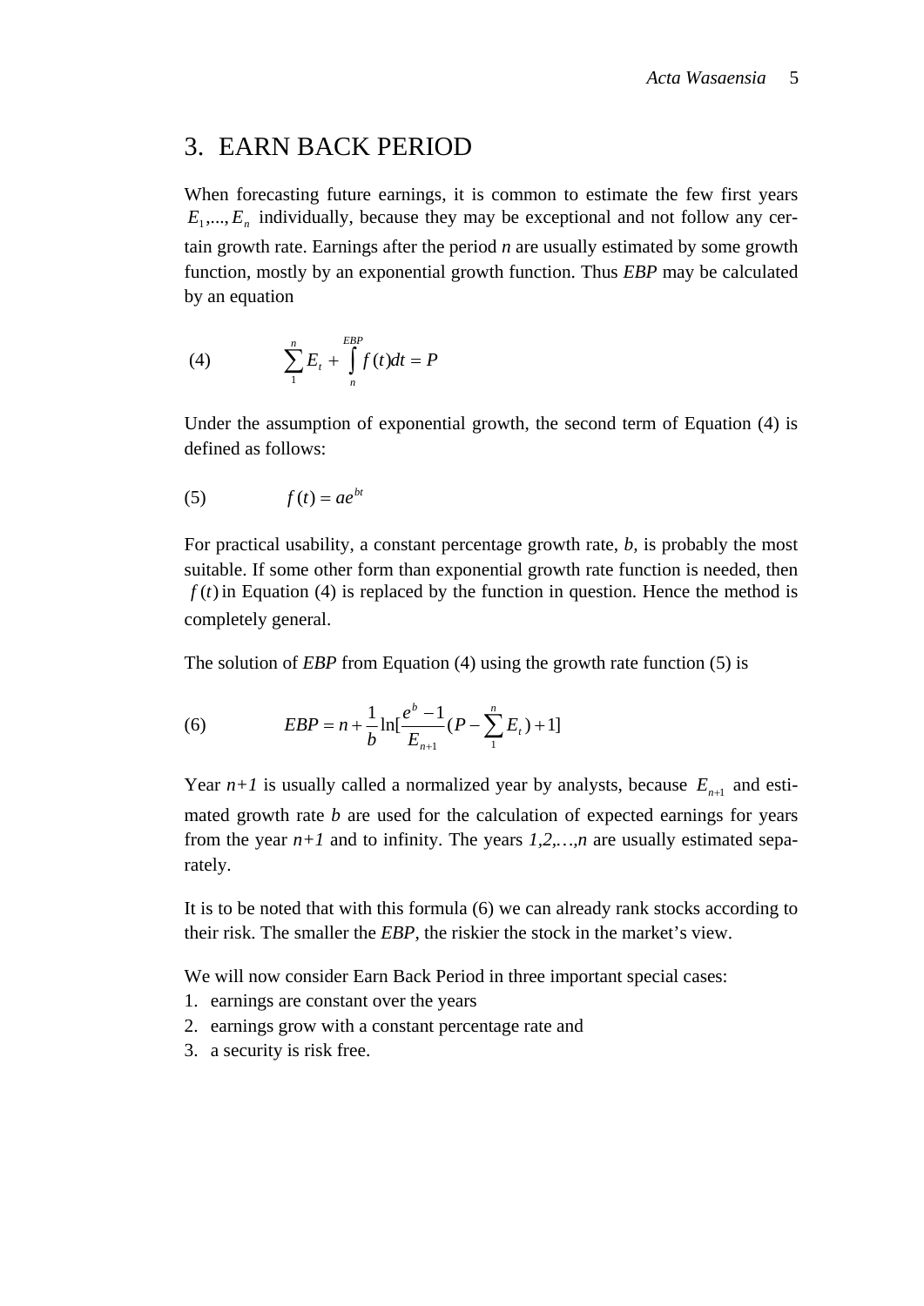## 3. EARN BACK PERIOD

When forecasting future earnings, it is common to estimate the few first years $E_1,...,E_n$ individually, because they may be exceptional and not follow any certain growth rate. Earnings after the period *n* are usually estimated by some growth function, mostly by an exponential growth function. Thus *EBP* may be calculated by an equation

$$\sum_{1}^{n} E_t + \int_{n}^{EBP} f(t)dt = P \tag{4}$$

Under the assumption of exponential growth, the second term of Equation (4) is defined as follows:

$$f(t) = ae^{bt} \tag{5}$$

For practical usability, a constant percentage growth rate, *b*, is probably the most suitable. If some other form than exponential growth rate function is needed, then $f(t)$ in Equation (4) is replaced by the function in question. Hence the method is completely general.

The solution of *EBP* from Equation (4) using the growth rate function (5) is

$$EBP = n + \frac{1}{b}\ln[\frac{e^b - 1}{E_{n+1}}(P - \sum_{1}^{n} E_t) + 1] \tag{6}$$

Year *n+1* is usually called a normalized year by analysts, because $E_{n+1}$ and estimated growth rate *b* are used for the calculation of expected earnings for years from the year *n+1* and to infinity. The years *1,2,…,n* are usually estimated separately.

It is to be noted that with this formula (6) we can already rank stocks according to their risk. The smaller the *EBP*, the riskier the stock in the market's view.

We will now consider Earn Back Period in three important special cases:

1. earnings are constant over the years
2. earnings grow with a constant percentage rate and
3. a security is risk free.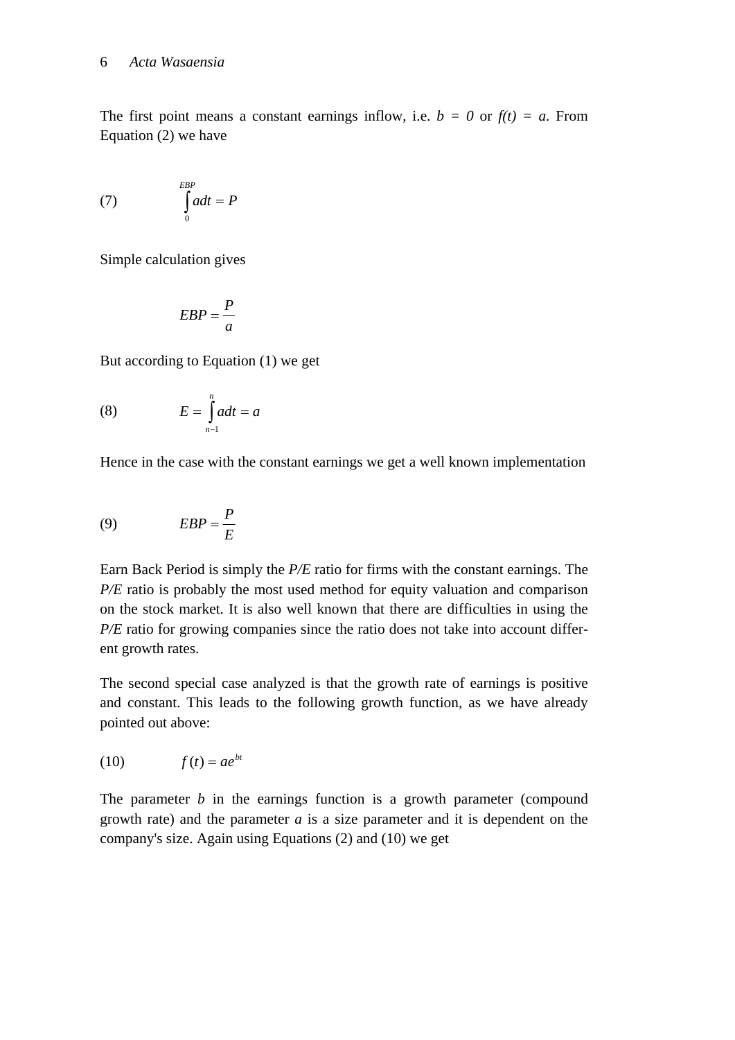The first point means a constant earnings inflow, i.e. $b = 0$ or $f(t) = a$. From Equation (2) we have

$$\int_0^{EBP} a\,dt = P \tag{7}$$

Simple calculation gives

$$EBP = \frac{P}{a}$$

But according to Equation (1) we get

$$E = \int_{n-1}^{n} a\,dt = a \tag{8}$$

Hence in the case with the constant earnings we get a well known implementation

$$EBP = \frac{P}{E} \tag{9}$$

Earn Back Period is simply the *P/E* ratio for firms with the constant earnings. The *P/E* ratio is probably the most used method for equity valuation and comparison on the stock market. It is also well known that there are difficulties in using the *P/E* ratio for growing companies since the ratio does not take into account different growth rates.

The second special case analyzed is that the growth rate of earnings is positive and constant. This leads to the following growth function, as we have already pointed out above:

$$f(t) = ae^{bt} \tag{10}$$

The parameter $b$ in the earnings function is a growth parameter (compound growth rate) and the parameter $a$ is a size parameter and it is dependent on the company's size. Again using Equations (2) and (10) we get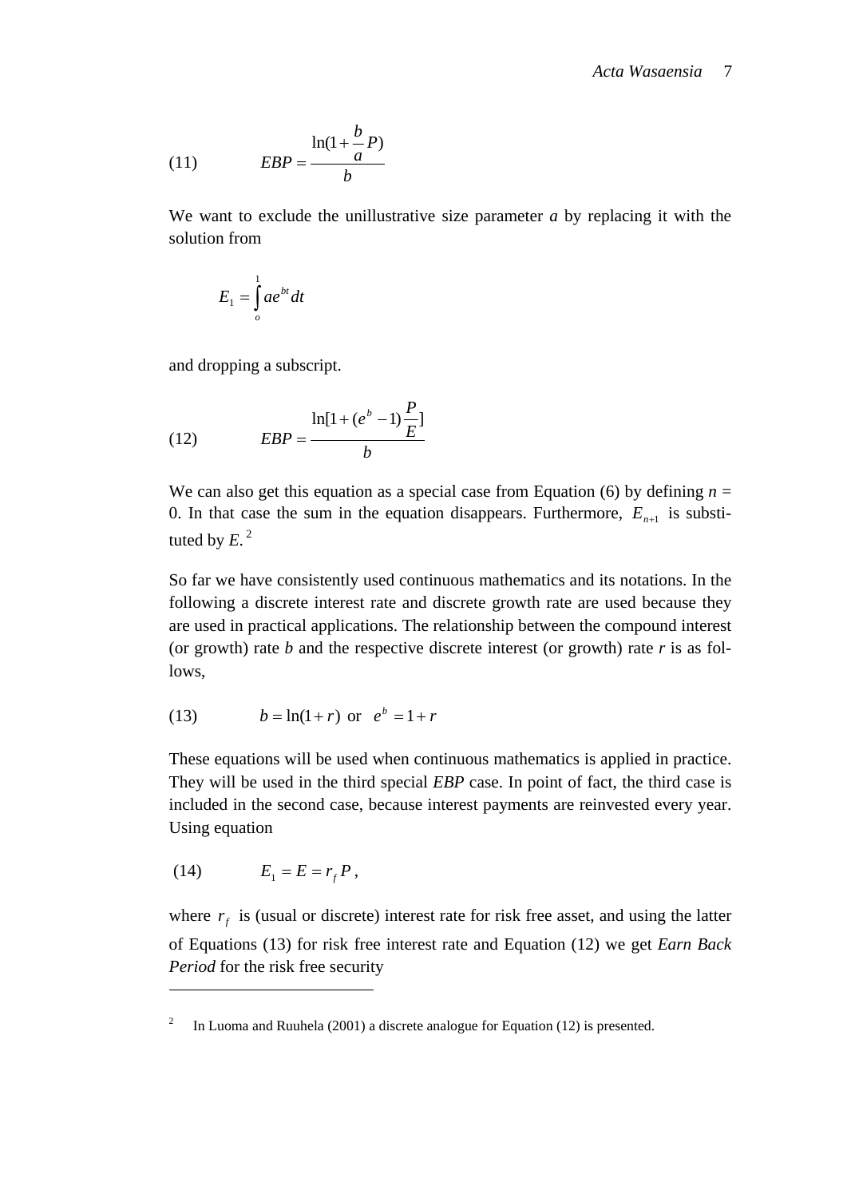$$(11) \qquad EBP = \frac{\ln(1 + \frac{b}{a}P)}{b}$$

We want to exclude the unillustrative size parameter *a* by replacing it with the solution from

$$E_1 = \int_o^1 ae^{bt}dt$$

and dropping a subscript.

$$(12) \qquad EBP = \frac{\ln[1 + (e^b - 1)\frac{P}{E}]}{b}$$

We can also get this equation as a special case from Equation (6) by defining $n = 0$. In that case the sum in the equation disappears. Furthermore, $E_{n+1}$ is substituted by $E$.[2]

So far we have consistently used continuous mathematics and its notations. In the following a discrete interest rate and discrete growth rate are used because they are used in practical applications. The relationship between the compound interest (or growth) rate $b$ and the respective discrete interest (or growth) rate $r$ is as follows,

$$(13) \qquad b = \ln(1 + r) \text{ or } e^b = 1 + r$$

These equations will be used when continuous mathematics is applied in practice. They will be used in the third special *EBP* case. In point of fact, the third case is included in the second case, because interest payments are reinvested every year. Using equation

$$(14) \qquad E_1 = E = r_f P,$$

where $r_f$ is (usual or discrete) interest rate for risk free asset, and using the latter of Equations (13) for risk free interest rate and Equation (12) we get *Earn Back Period* for the risk free security

---

[2] In Luoma and Ruuhela (2001) a discrete analogue for Equation (12) is presented.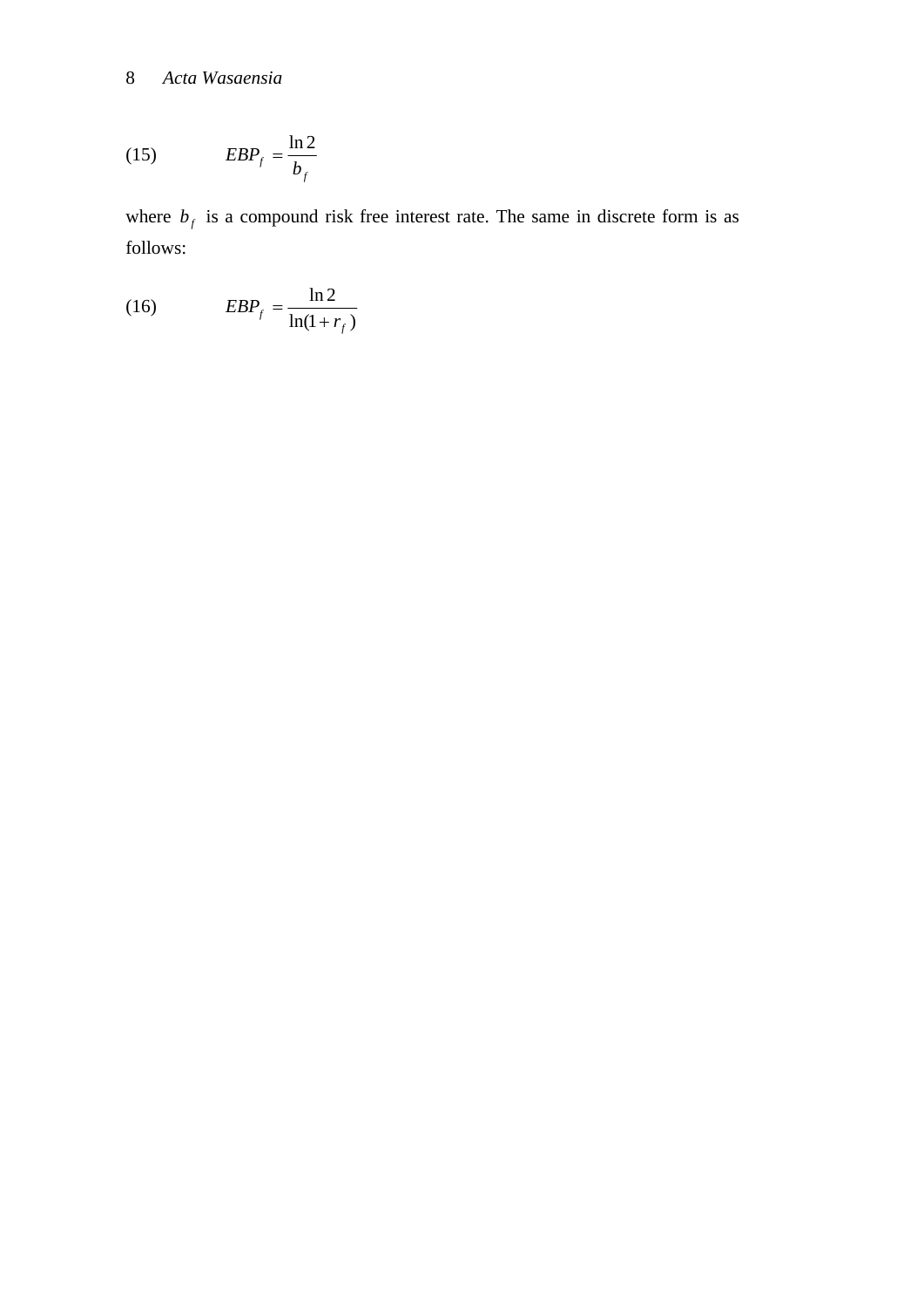$$EBP_f = \frac{\ln 2}{b_f} \tag{15}$$

where $b_f$ is a compound risk free interest rate. The same in discrete form is as follows:

$$EBP_f = \frac{\ln 2}{\ln(1 + r_f)} \tag{16}$$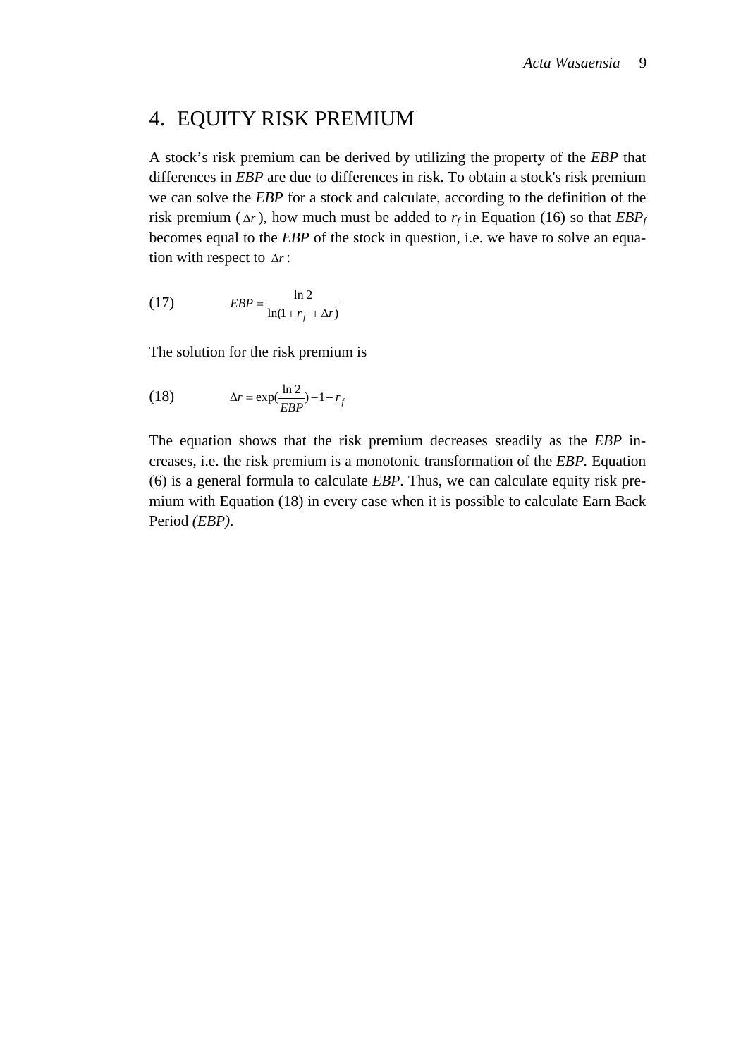## 4. EQUITY RISK PREMIUM

A stock's risk premium can be derived by utilizing the property of the *EBP* that differences in *EBP* are due to differences in risk. To obtain a stock's risk premium we can solve the *EBP* for a stock and calculate, according to the definition of the risk premium ($\Delta r$), how much must be added to $r_f$ in Equation (16) so that $EBP_f$ becomes equal to the *EBP* of the stock in question, i.e. we have to solve an equation with respect to $\Delta r$:

$$EBP = \frac{\ln 2}{\ln(1 + r_f + \Delta r)} \tag{17}$$

The solution for the risk premium is

$$\Delta r = \exp\left(\frac{\ln 2}{EBP}\right) - 1 - r_f \tag{18}$$

The equation shows that the risk premium decreases steadily as the *EBP* increases, i.e. the risk premium is a monotonic transformation of the *EBP*. Equation (6) is a general formula to calculate *EBP*. Thus, we can calculate equity risk premium with Equation (18) in every case when it is possible to calculate Earn Back Period *(EBP)*.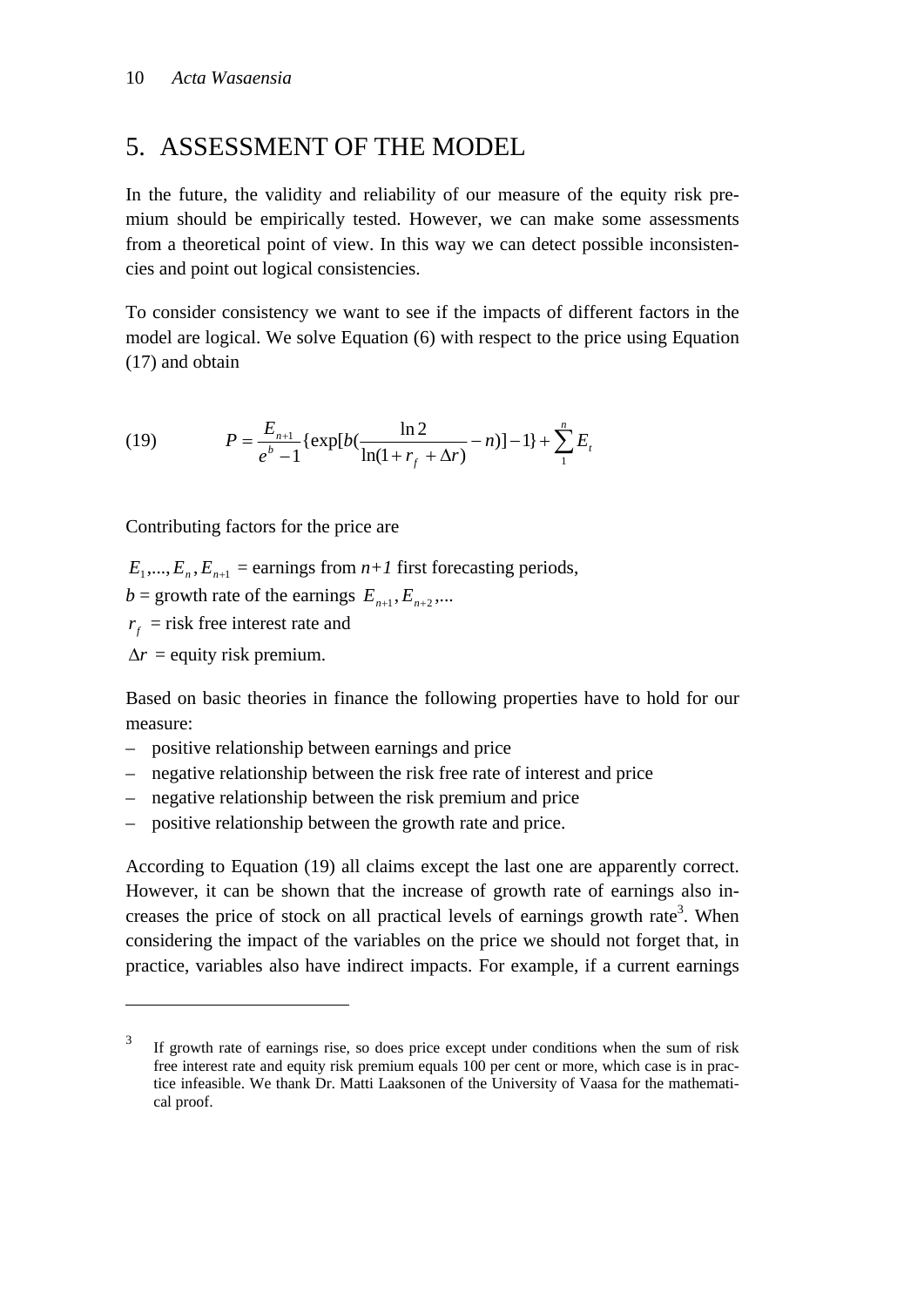# 5. ASSESSMENT OF THE MODEL

In the future, the validity and reliability of our measure of the equity risk premium should be empirically tested. However, we can make some assessments from a theoretical point of view. In this way we can detect possible inconsistencies and point out logical consistencies.

To consider consistency we want to see if the impacts of different factors in the model are logical. We solve Equation (6) with respect to the price using Equation (17) and obtain

$$P = \frac{E_{n+1}}{e^b - 1}\{\exp[b(\frac{\ln 2}{\ln(1 + r_f + \Delta r)} - n)] - 1\} + \sum_1^n E_t \tag{19}$$

Contributing factors for the price are

$E_1, ..., E_n, E_{n+1}$ = earnings from *n+1* first forecasting periods,
$b$ = growth rate of the earnings $E_{n+1}, E_{n+2}, ...$
$r_f$ = risk free interest rate and
$\Delta r$ = equity risk premium.

Based on basic theories in finance the following properties have to hold for our measure:

- positive relationship between earnings and price
- negative relationship between the risk free rate of interest and price
- negative relationship between the risk premium and price
- positive relationship between the growth rate and price.

According to Equation (19) all claims except the last one are apparently correct. However, it can be shown that the increase of growth rate of earnings also increases the price of stock on all practical levels of earnings growth rate[3]. When considering the impact of the variables on the price we should not forget that, in practice, variables also have indirect impacts. For example, if a current earnings

---

[3] If growth rate of earnings rise, so does price except under conditions when the sum of risk free interest rate and equity risk premium equals 100 per cent or more, which case is in practice infeasible. We thank Dr. Matti Laaksonen of the University of Vaasa for the mathematical proof.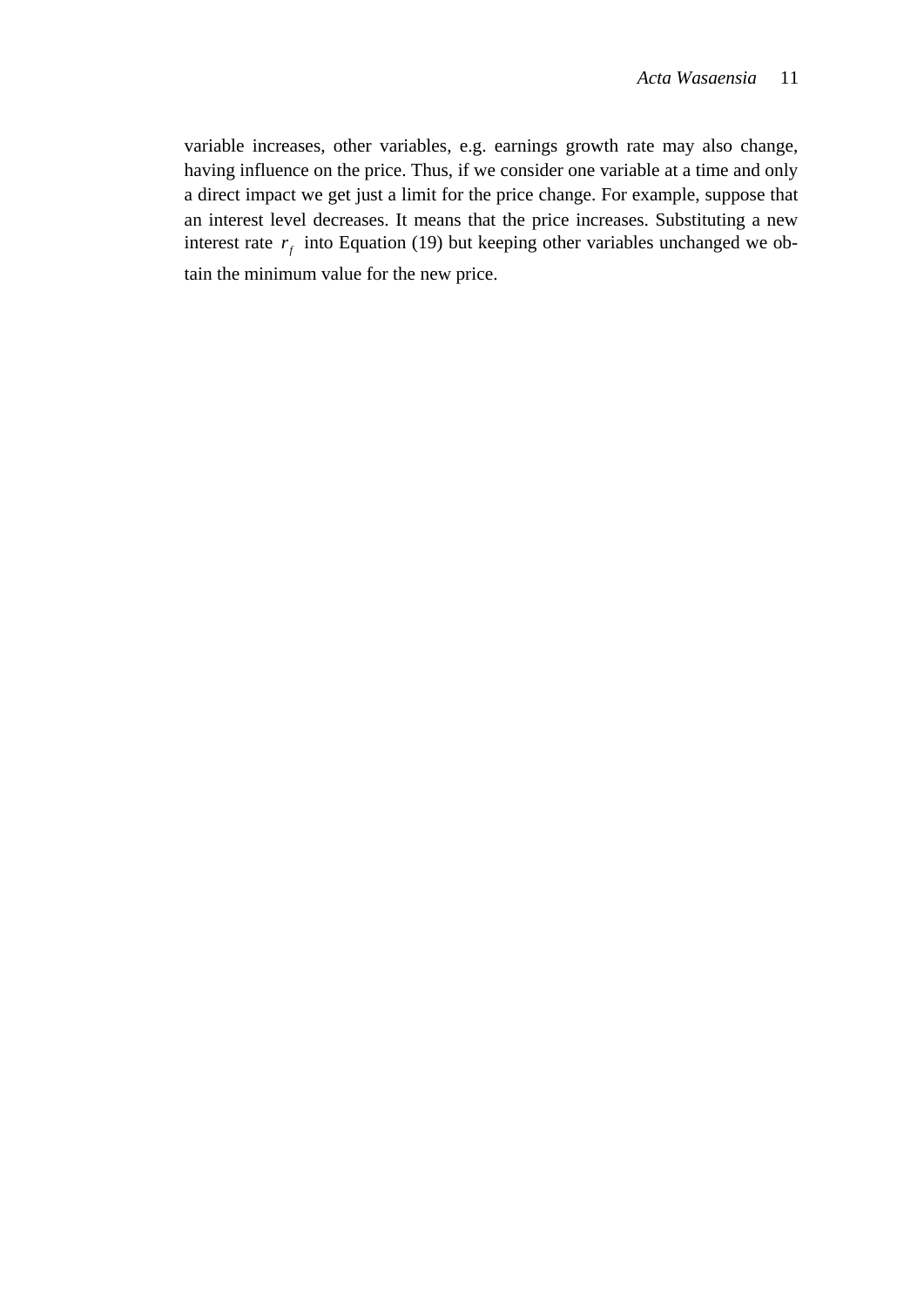variable increases, other variables, e.g. earnings growth rate may also change, having influence on the price. Thus, if we consider one variable at a time and only a direct impact we get just a limit for the price change. For example, suppose that an interest level decreases. It means that the price increases. Substituting a new interest rate $r_f$ into Equation (19) but keeping other variables unchanged we obtain the minimum value for the new price.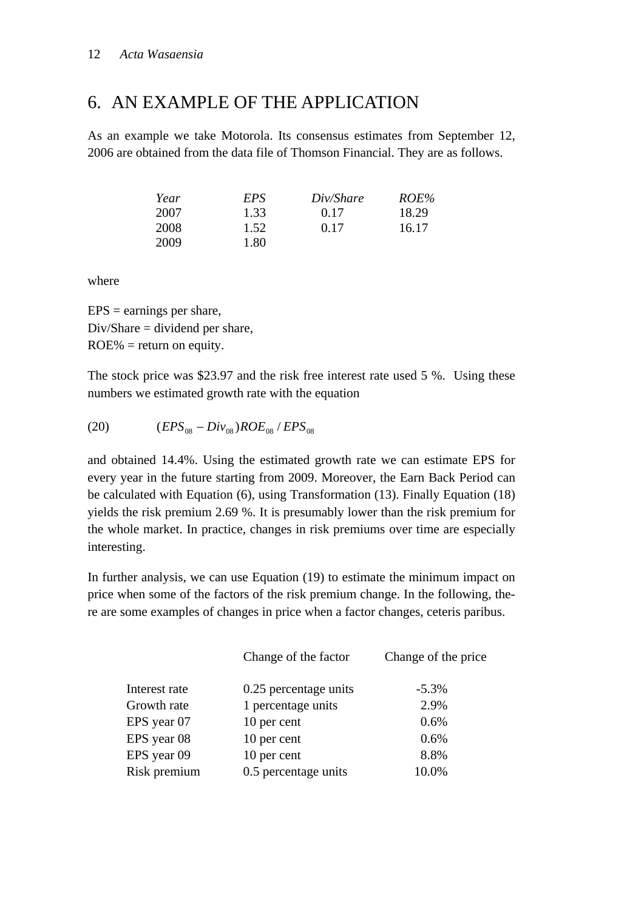# 6. AN EXAMPLE OF THE APPLICATION

As an example we take Motorola. Its consensus estimates from September 12, 2006 are obtained from the data file of Thomson Financial. They are as follows.

| *Year* | *EPS* | *Div/Share* | *ROE%* |
|---|---|---|---|
| 2007 | 1.33 | 0.17 | 18.29 |
| 2008 | 1.52 | 0.17 | 16.17 |
| 2009 | 1.80 | | |

where

EPS = earnings per share,
Div/Share = dividend per share,
ROE% = return on equity.

The stock price was $23.97 and the risk free interest rate used 5 %. Using these numbers we estimated growth rate with the equation

$$(20) \qquad (EPS_{08} - Div_{08})ROE_{08} / EPS_{08}$$

and obtained 14.4%. Using the estimated growth rate we can estimate EPS for every year in the future starting from 2009. Moreover, the Earn Back Period can be calculated with Equation (6), using Transformation (13). Finally Equation (18) yields the risk premium 2.69 %. It is presumably lower than the risk premium for the whole market. In practice, changes in risk premiums over time are especially interesting.

In further analysis, we can use Equation (19) to estimate the minimum impact on price when some of the factors of the risk premium change. In the following, there are some examples of changes in price when a factor changes, ceteris paribus.

| | Change of the factor | Change of the price |
|---|---|---|
| Interest rate | 0.25 percentage units | -5.3% |
| Growth rate | 1 percentage units | 2.9% |
| EPS year 07 | 10 per cent | 0.6% |
| EPS year 08 | 10 per cent | 0.6% |
| EPS year 09 | 10 per cent | 8.8% |
| Risk premium | 0.5 percentage units | 10.0% |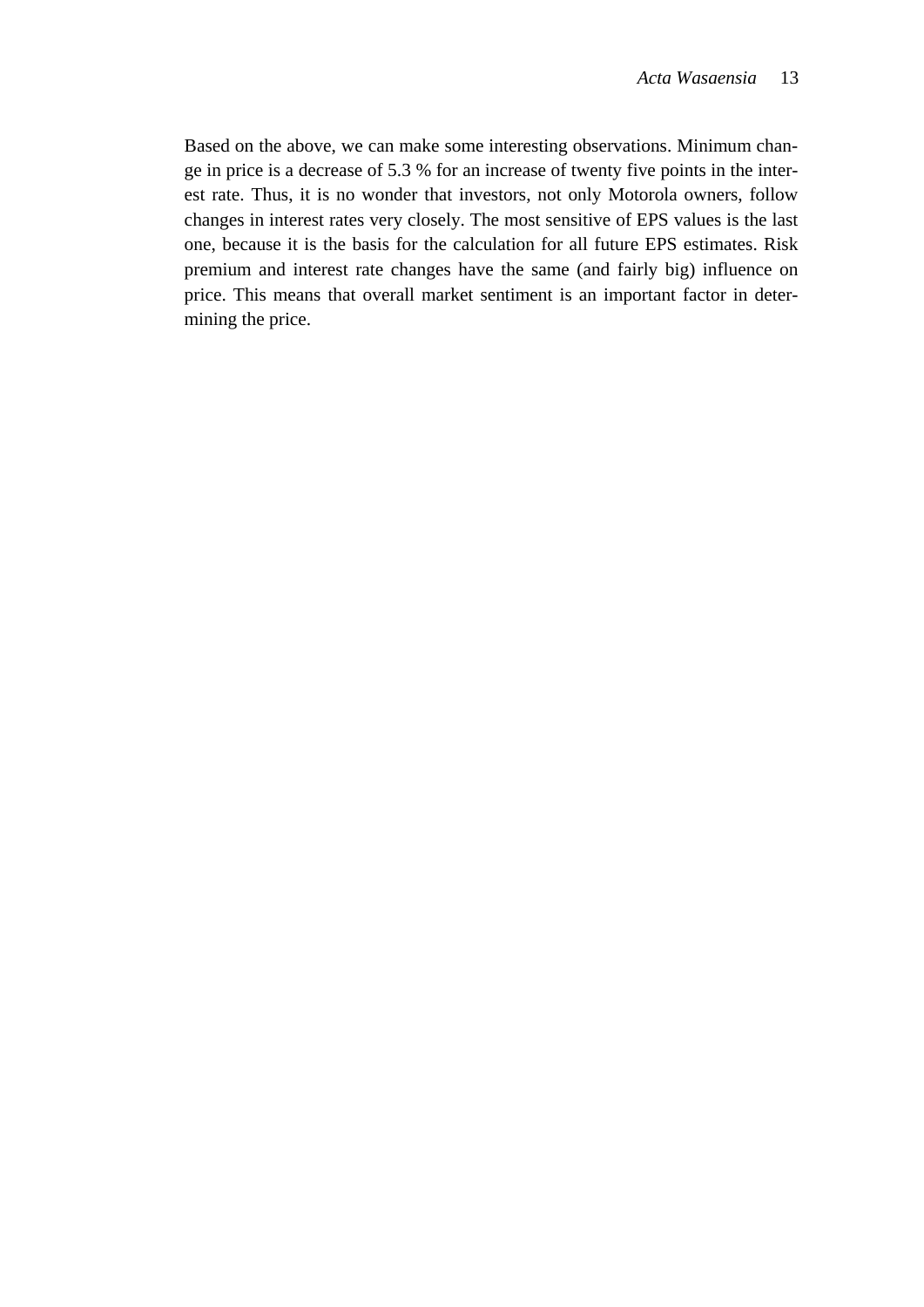Based on the above, we can make some interesting observations. Minimum change in price is a decrease of 5.3 % for an increase of twenty five points in the interest rate. Thus, it is no wonder that investors, not only Motorola owners, follow changes in interest rates very closely. The most sensitive of EPS values is the last one, because it is the basis for the calculation for all future EPS estimates. Risk premium and interest rate changes have the same (and fairly big) influence on price. This means that overall market sentiment is an important factor in determining the price.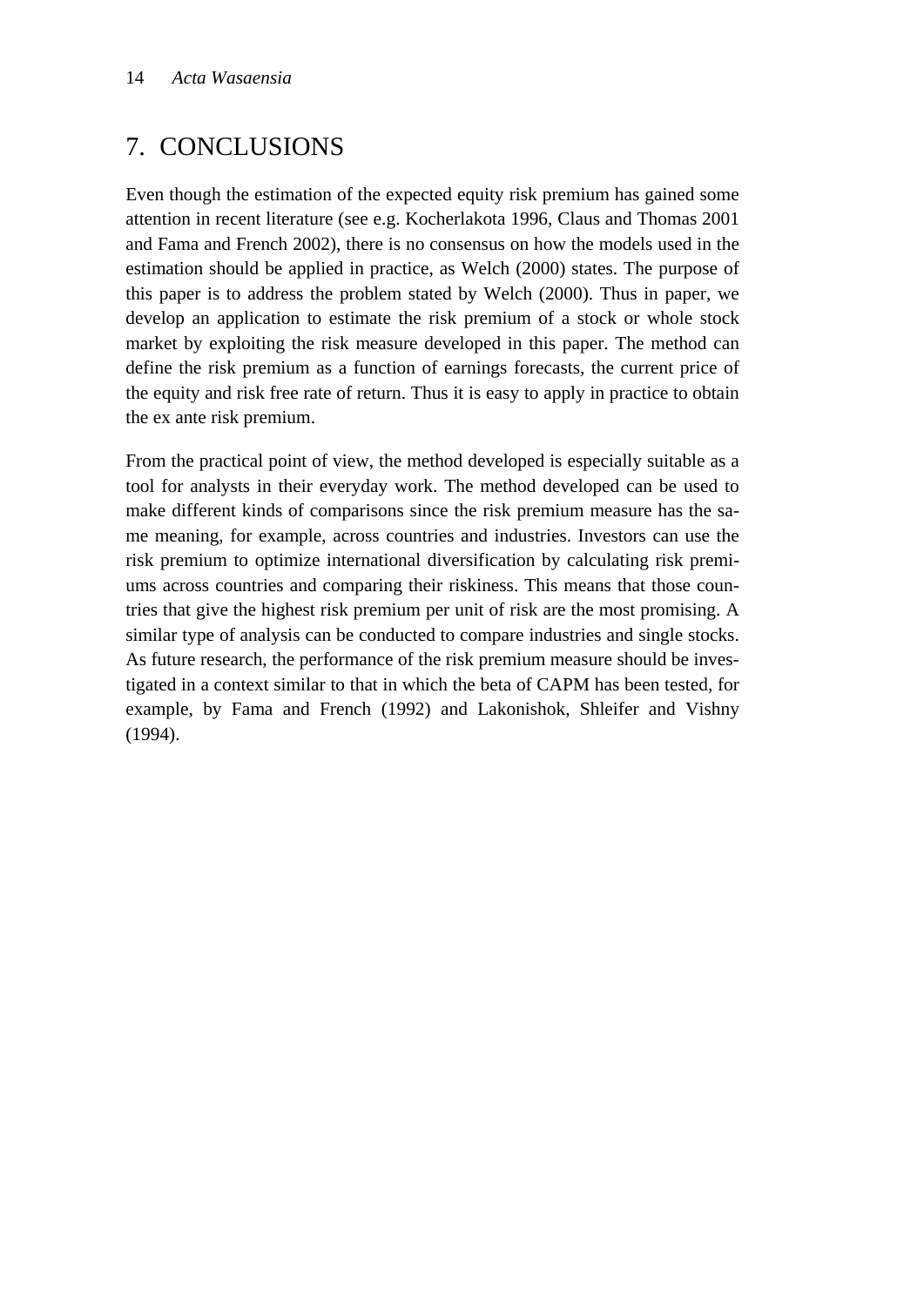## 7. CONCLUSIONS

Even though the estimation of the expected equity risk premium has gained some attention in recent literature (see e.g. Kocherlakota 1996, Claus and Thomas 2001 and Fama and French 2002), there is no consensus on how the models used in the estimation should be applied in practice, as Welch (2000) states. The purpose of this paper is to address the problem stated by Welch (2000). Thus in paper, we develop an application to estimate the risk premium of a stock or whole stock market by exploiting the risk measure developed in this paper. The method can define the risk premium as a function of earnings forecasts, the current price of the equity and risk free rate of return. Thus it is easy to apply in practice to obtain the ex ante risk premium.

From the practical point of view, the method developed is especially suitable as a tool for analysts in their everyday work. The method developed can be used to make different kinds of comparisons since the risk premium measure has the same meaning, for example, across countries and industries. Investors can use the risk premium to optimize international diversification by calculating risk premiums across countries and comparing their riskiness. This means that those countries that give the highest risk premium per unit of risk are the most promising. A similar type of analysis can be conducted to compare industries and single stocks. As future research, the performance of the risk premium measure should be investigated in a context similar to that in which the beta of CAPM has been tested, for example, by Fama and French (1992) and Lakonishok, Shleifer and Vishny (1994).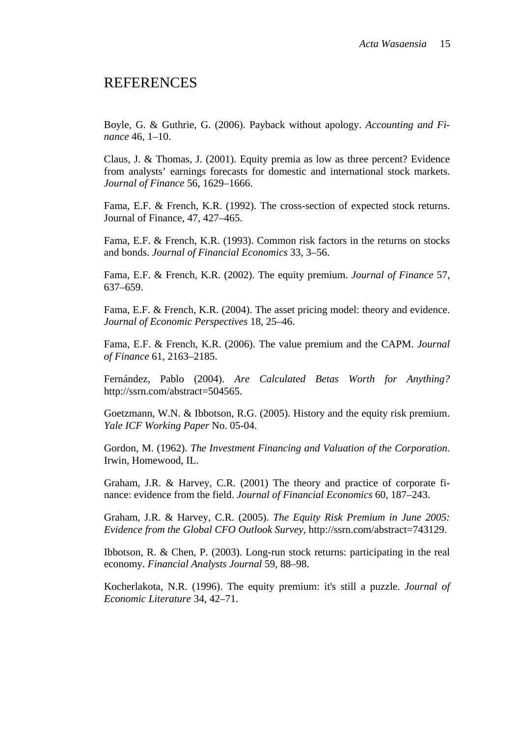# REFERENCES

Boyle, G. & Guthrie, G. (2006). Payback without apology. *Accounting and Finance* 46, 1–10.

Claus, J. & Thomas, J. (2001). Equity premia as low as three percent? Evidence from analysts' earnings forecasts for domestic and international stock markets. *Journal of Finance* 56, 1629–1666.

Fama, E.F. & French, K.R. (1992). The cross-section of expected stock returns. Journal of Finance, 47, 427–465.

Fama, E.F. & French, K.R. (1993). Common risk factors in the returns on stocks and bonds. *Journal of Financial Economics* 33, 3–56.

Fama, E.F. & French, K.R. (2002). The equity premium. *Journal of Finance* 57, 637–659.

Fama, E.F. & French, K.R. (2004). The asset pricing model: theory and evidence. *Journal of Economic Perspectives* 18, 25–46.

Fama, E.F. & French, K.R. (2006). The value premium and the CAPM. *Journal of Finance* 61, 2163–2185.

Fernández, Pablo (2004). *Are Calculated Betas Worth for Anything?* http://ssrn.com/abstract=504565.

Goetzmann, W.N. & Ibbotson, R.G. (2005). History and the equity risk premium. *Yale ICF Working Paper* No. 05-04.

Gordon, M. (1962). *The Investment Financing and Valuation of the Corporation*. Irwin, Homewood, IL.

Graham, J.R. & Harvey, C.R. (2001) The theory and practice of corporate finance: evidence from the field. *Journal of Financial Economics* 60, 187–243.

Graham, J.R. & Harvey, C.R. (2005). *The Equity Risk Premium in June 2005: Evidence from the Global CFO Outlook Survey*, http://ssrn.com/abstract=743129.

Ibbotson, R. & Chen, P. (2003). Long-run stock returns: participating in the real economy. *Financial Analysts Journal* 59, 88–98.

Kocherlakota, N.R. (1996). The equity premium: it's still a puzzle. *Journal of Economic Literature* 34, 42–71.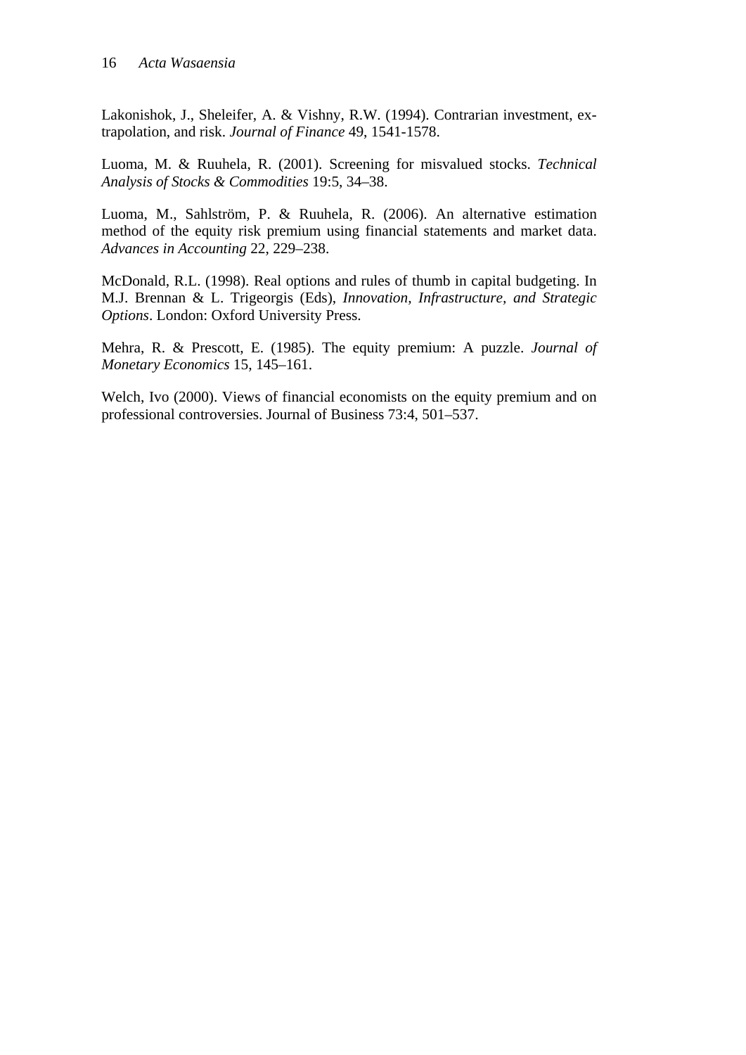Lakonishok, J., Sheleifer, A. & Vishny, R.W. (1994). Contrarian investment, extrapolation, and risk. *Journal of Finance* 49, 1541-1578.

Luoma, M. & Ruuhela, R. (2001). Screening for misvalued stocks. *Technical Analysis of Stocks & Commodities* 19:5, 34–38.

Luoma, M., Sahlström, P. & Ruuhela, R. (2006). An alternative estimation method of the equity risk premium using financial statements and market data. *Advances in Accounting* 22, 229–238.

McDonald, R.L. (1998). Real options and rules of thumb in capital budgeting. In M.J. Brennan & L. Trigeorgis (Eds), *Innovation, Infrastructure, and Strategic Options*. London: Oxford University Press.

Mehra, R. & Prescott, E. (1985). The equity premium: A puzzle. *Journal of Monetary Economics* 15, 145–161.

Welch, Ivo (2000). Views of financial economists on the equity premium and on professional controversies. Journal of Business 73:4, 501–537.